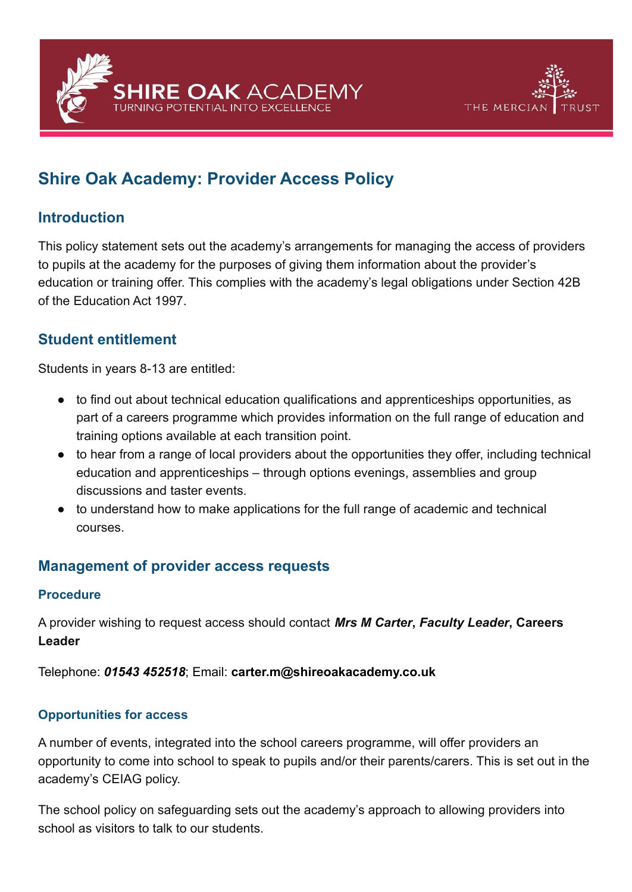SHIRE OAK ACADEMY
TURNING POTENTIAL INTO EXCELLENCE

THE MERCIAN TRUST

# Shire Oak Academy: Provider Access Policy

## Introduction

This policy statement sets out the academy's arrangements for managing the access of providers to pupils at the academy for the purposes of giving them information about the provider's education or training offer. This complies with the academy's legal obligations under Section 42B of the Education Act 1997.

## Student entitlement

Students in years 8-13 are entitled:

- to find out about technical education qualifications and apprenticeships opportunities, as part of a careers programme which provides information on the full range of education and training options available at each transition point.
- to hear from a range of local providers about the opportunities they offer, including technical education and apprenticeships – through options evenings, assemblies and group discussions and taster events.
- to understand how to make applications for the full range of academic and technical courses.

## Management of provider access requests

### Procedure

A provider wishing to request access should contact ***Mrs M Carter***, ***Faculty Leader***, **Careers Leader**

Telephone: ***01543 452518***; Email: **carter.m@shireoakacademy.co.uk**

### Opportunities for access

A number of events, integrated into the school careers programme, will offer providers an opportunity to come into school to speak to pupils and/or their parents/carers. This is set out in the academy's CEIAG policy.

The school policy on safeguarding sets out the academy's approach to allowing providers into school as visitors to talk to our students.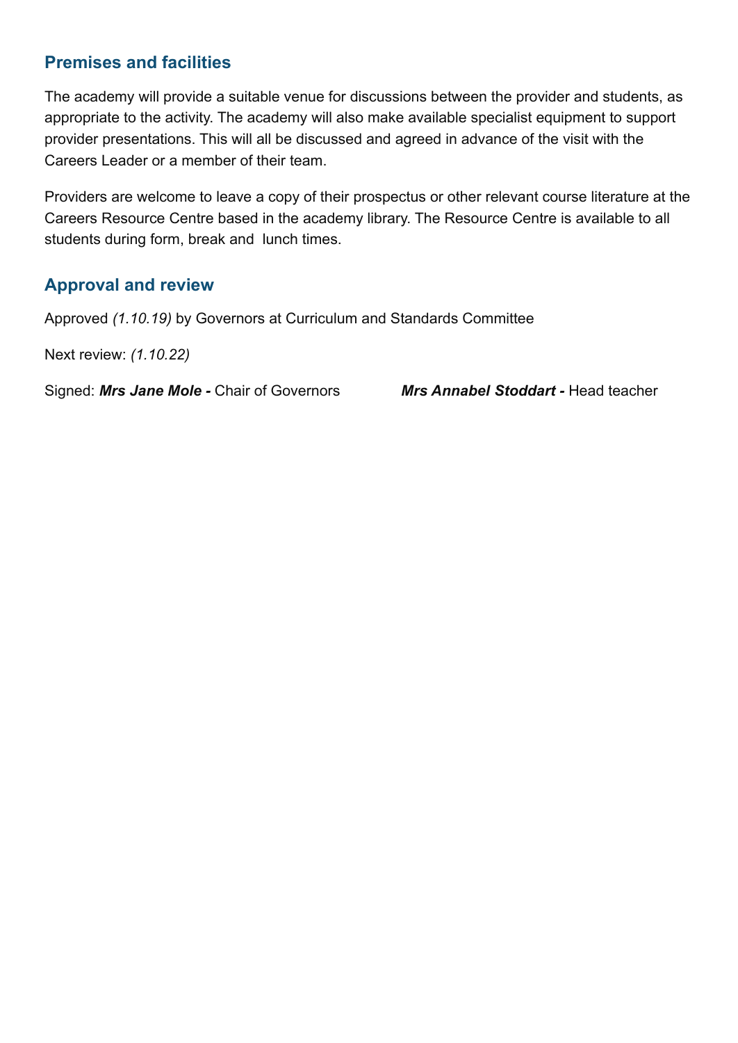## Premises and facilities

The academy will provide a suitable venue for discussions between the provider and students, as appropriate to the activity. The academy will also make available specialist equipment to support provider presentations. This will all be discussed and agreed in advance of the visit with the Careers Leader or a member of their team.

Providers are welcome to leave a copy of their prospectus or other relevant course literature at the Careers Resource Centre based in the academy library. The Resource Centre is available to all students during form, break and lunch times.

## Approval and review

Approved *(1.10.19)* by Governors at Curriculum and Standards Committee

Next review: *(1.10.22)*

Signed: ***Mrs Jane Mole -*** Chair of Governors ***Mrs Annabel Stoddart -*** Head teacher